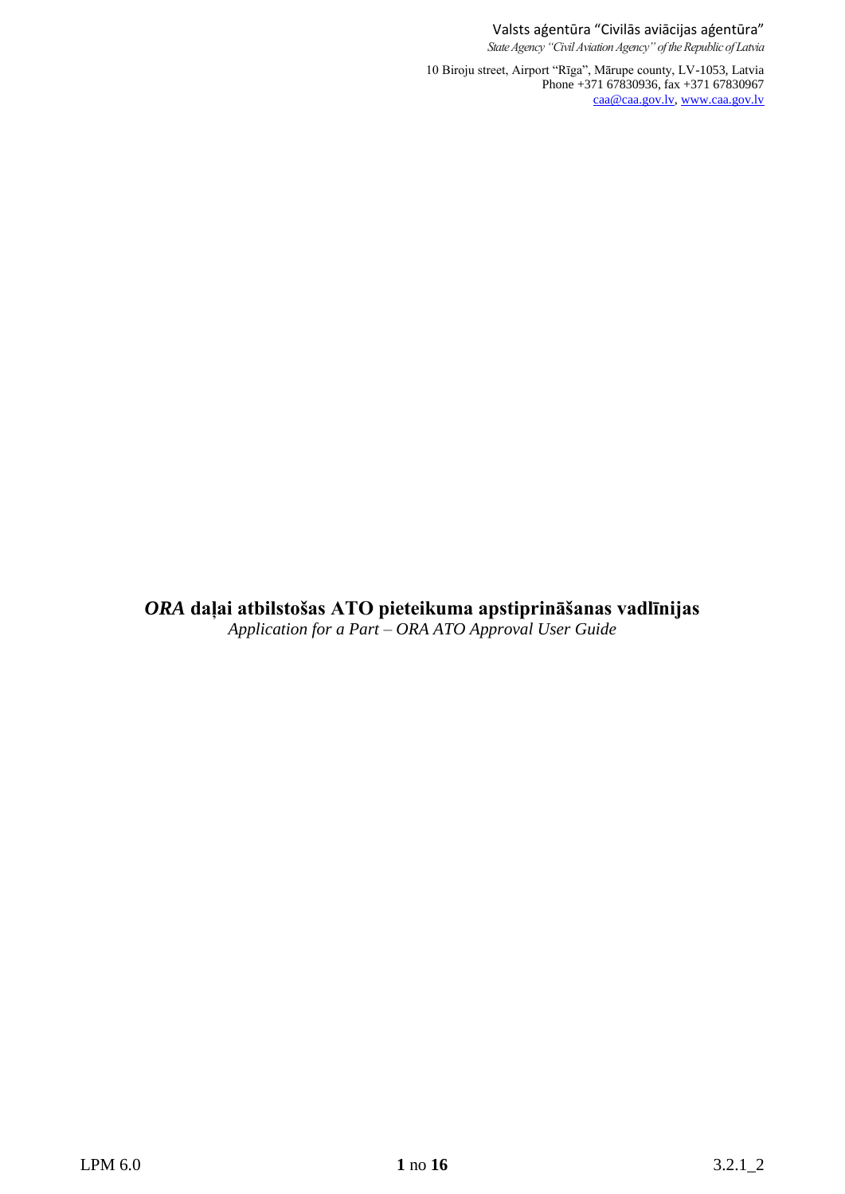Valsts aģentūra "Civilās aviācijas aģentūra"
*State Agency "Civil Aviation Agency" of the Republic of Latvia*

10 Biroju street, Airport "Rīga", Mārupe county, LV-1053, Latvia
Phone +371 67830936, fax +371 67830967
caa@caa.gov.lv, www.caa.gov.lv

# *ORA* daļai atbilstošas ATO pieteikuma apstiprināšanas vadlīnijas

*Application for a Part – ORA ATO Approval User Guide*

LPM 6.0

3.2.1_2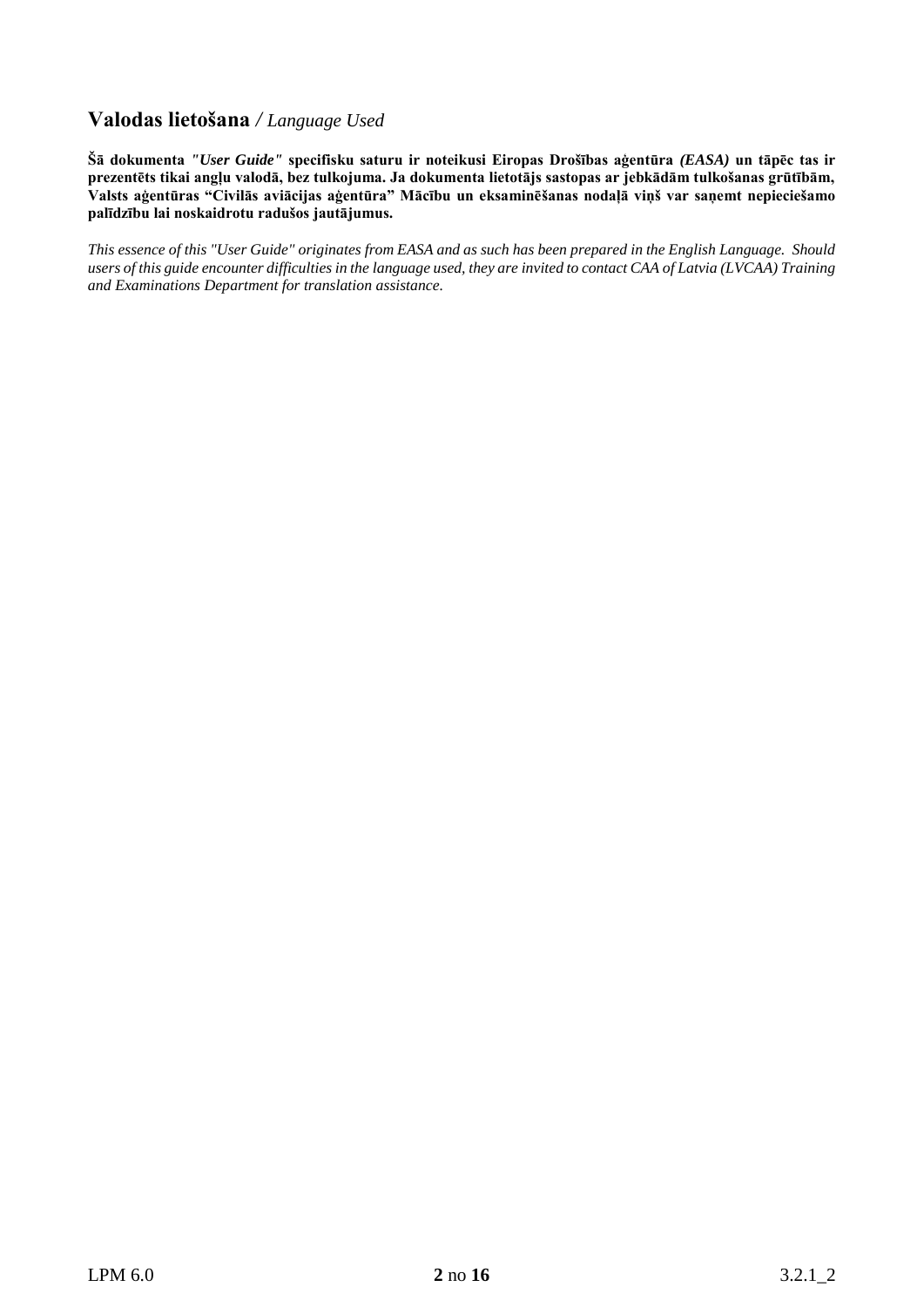## Valodas lietošana / *Language Used*

**Šā dokumenta *"User Guide"* specifisku saturu ir noteikusi Eiropas Drošības aģentūra *(EASA)* un tāpēc tas ir prezentēts tikai angļu valodā, bez tulkojuma. Ja dokumenta lietotājs sastopas ar jebkādām tulkošanas grūtībām, Valsts aģentūras "Civilās aviācijas aģentūra" Mācību un eksaminēšanas nodaļā viņš var saņemt nepieciešamo palīdzību lai noskaidrotu radušos jautājumus.**

*This essence of this "User Guide" originates from EASA and as such has been prepared in the English Language. Should users of this guide encounter difficulties in the language used, they are invited to contact CAA of Latvia (LVCAA) Training and Examinations Department for translation assistance.*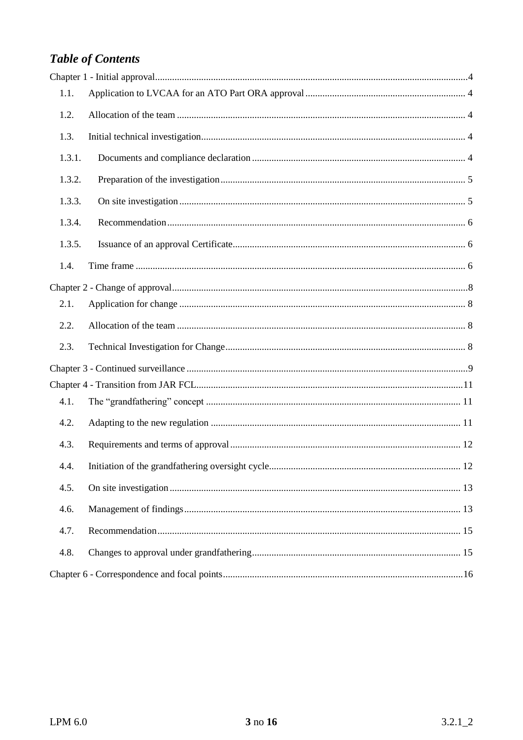## *Table of Contents*

Chapter 1 - Initial approval....4

1.1. Application to LVCAA for an ATO Part ORA approval.... 4

1.2. Allocation of the team .... 4

1.3. Initial technical investigation.... 4

1.3.1. Documents and compliance declaration.... 4

1.3.2. Preparation of the investigation.... 5

1.3.3. On site investigation.... 5

1.3.4. Recommendation.... 6

1.3.5. Issuance of an approval Certificate.... 6

1.4. Time frame .... 6

Chapter 2 - Change of approval....8

2.1. Application for change .... 8

2.2. Allocation of the team .... 8

2.3. Technical Investigation for Change.... 8

Chapter 3 - Continued surveillance ....9

Chapter 4 - Transition from JAR FCL....11

4.1. The "grandfathering" concept .... 11

4.2. Adapting to the new regulation .... 11

4.3. Requirements and terms of approval.... 12

4.4. Initiation of the grandfathering oversight cycle.... 12

4.5. On site investigation.... 13

4.6. Management of findings.... 13

4.7. Recommendation.... 15

4.8. Changes to approval under grandfathering.... 15

Chapter 6 - Correspondence and focal points....16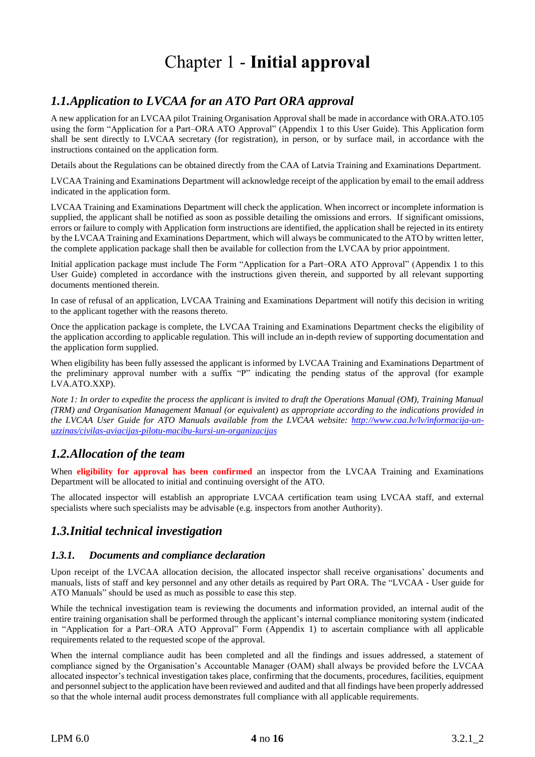# Chapter 1 - **Initial approval**

## *1.1.Application to LVCAA for an ATO Part ORA approval*

A new application for an LVCAA pilot Training Organisation Approval shall be made in accordance with ORA.ATO.105 using the form "Application for a Part–ORA ATO Approval" (Appendix 1 to this User Guide). This Application form shall be sent directly to LVCAA secretary (for registration), in person, or by surface mail, in accordance with the instructions contained on the application form.

Details about the Regulations can be obtained directly from the CAA of Latvia Training and Examinations Department.

LVCAA Training and Examinations Department will acknowledge receipt of the application by email to the email address indicated in the application form.

LVCAA Training and Examinations Department will check the application. When incorrect or incomplete information is supplied, the applicant shall be notified as soon as possible detailing the omissions and errors. If significant omissions, errors or failure to comply with Application form instructions are identified, the application shall be rejected in its entirety by the LVCAA Training and Examinations Department, which will always be communicated to the ATO by written letter, the complete application package shall then be available for collection from the LVCAA by prior appointment.

Initial application package must include The Form "Application for a Part–ORA ATO Approval" (Appendix 1 to this User Guide) completed in accordance with the instructions given therein, and supported by all relevant supporting documents mentioned therein.

In case of refusal of an application, LVCAA Training and Examinations Department will notify this decision in writing to the applicant together with the reasons thereto.

Once the application package is complete, the LVCAA Training and Examinations Department checks the eligibility of the application according to applicable regulation. This will include an in-depth review of supporting documentation and the application form supplied.

When eligibility has been fully assessed the applicant is informed by LVCAA Training and Examinations Department of the preliminary approval number with a suffix "P" indicating the pending status of the approval (for example LVA.ATO.XXP).

*Note 1: In order to expedite the process the applicant is invited to draft the Operations Manual (OM), Training Manual (TRM) and Organisation Management Manual (or equivalent) as appropriate according to the indications provided in the LVCAA User Guide for ATO Manuals available from the LVCAA website: http://www.caa.lv/lv/informacija-un-uzzinas/civilas-aviacijas-pilotu-macibu-kursi-un-organizacijas*

## *1.2.Allocation of the team*

When **eligibility for approval has been confirmed** an inspector from the LVCAA Training and Examinations Department will be allocated to initial and continuing oversight of the ATO.

The allocated inspector will establish an appropriate LVCAA certification team using LVCAA staff, and external specialists where such specialists may be advisable (e.g. inspectors from another Authority).

## *1.3.Initial technical investigation*

### *1.3.1. Documents and compliance declaration*

Upon receipt of the LVCAA allocation decision, the allocated inspector shall receive organisations' documents and manuals, lists of staff and key personnel and any other details as required by Part ORA. The "LVCAA - User guide for ATO Manuals" should be used as much as possible to ease this step.

While the technical investigation team is reviewing the documents and information provided, an internal audit of the entire training organisation shall be performed through the applicant's internal compliance monitoring system (indicated in "Application for a Part–ORA ATO Approval" Form (Appendix 1) to ascertain compliance with all applicable requirements related to the requested scope of the approval.

When the internal compliance audit has been completed and all the findings and issues addressed, a statement of compliance signed by the Organisation's Accountable Manager (OAM) shall always be provided before the LVCAA allocated inspector's technical investigation takes place, confirming that the documents, procedures, facilities, equipment and personnel subject to the application have been reviewed and audited and that all findings have been properly addressed so that the whole internal audit process demonstrates full compliance with all applicable requirements.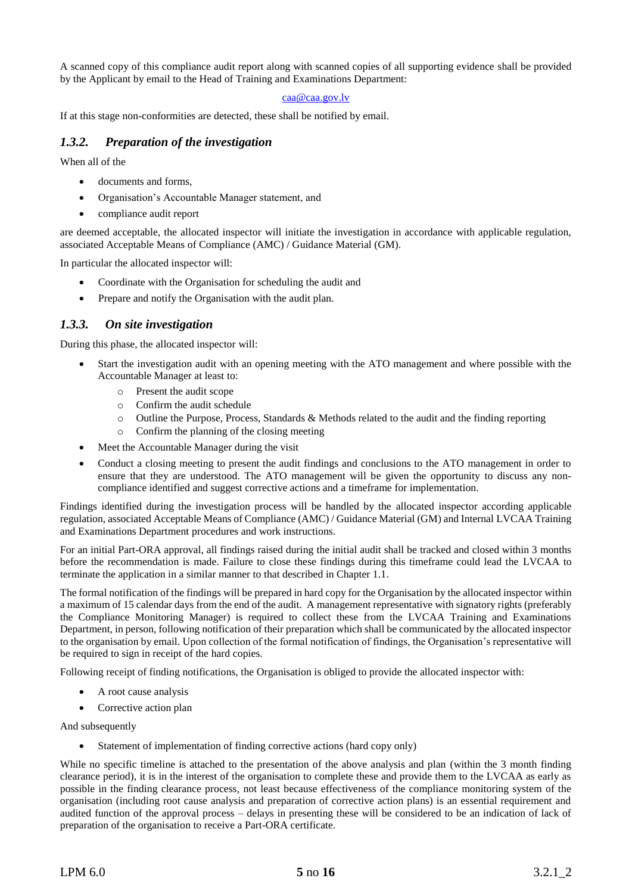A scanned copy of this compliance audit report along with scanned copies of all supporting evidence shall be provided by the Applicant by email to the Head of Training and Examinations Department:

caa@caa.gov.lv

If at this stage non-conformities are detected, these shall be notified by email.

### *1.3.2. Preparation of the investigation*

When all of the

- documents and forms,
- Organisation's Accountable Manager statement, and
- compliance audit report

are deemed acceptable, the allocated inspector will initiate the investigation in accordance with applicable regulation, associated Acceptable Means of Compliance (AMC) / Guidance Material (GM).

In particular the allocated inspector will:

- Coordinate with the Organisation for scheduling the audit and
- Prepare and notify the Organisation with the audit plan.

### *1.3.3. On site investigation*

During this phase, the allocated inspector will:

- Start the investigation audit with an opening meeting with the ATO management and where possible with the Accountable Manager at least to:
  - Present the audit scope
  - Confirm the audit schedule
  - Outline the Purpose, Process, Standards & Methods related to the audit and the finding reporting
  - Confirm the planning of the closing meeting
- Meet the Accountable Manager during the visit
- Conduct a closing meeting to present the audit findings and conclusions to the ATO management in order to ensure that they are understood. The ATO management will be given the opportunity to discuss any non-compliance identified and suggest corrective actions and a timeframe for implementation.

Findings identified during the investigation process will be handled by the allocated inspector according applicable regulation, associated Acceptable Means of Compliance (AMC) / Guidance Material (GM) and Internal LVCAA Training and Examinations Department procedures and work instructions.

For an initial Part-ORA approval, all findings raised during the initial audit shall be tracked and closed within 3 months before the recommendation is made. Failure to close these findings during this timeframe could lead the LVCAA to terminate the application in a similar manner to that described in Chapter 1.1.

The formal notification of the findings will be prepared in hard copy for the Organisation by the allocated inspector within a maximum of 15 calendar days from the end of the audit. A management representative with signatory rights (preferably the Compliance Monitoring Manager) is required to collect these from the LVCAA Training and Examinations Department, in person, following notification of their preparation which shall be communicated by the allocated inspector to the organisation by email. Upon collection of the formal notification of findings, the Organisation's representative will be required to sign in receipt of the hard copies.

Following receipt of finding notifications, the Organisation is obliged to provide the allocated inspector with:

- A root cause analysis
- Corrective action plan

And subsequently

- Statement of implementation of finding corrective actions (hard copy only)

While no specific timeline is attached to the presentation of the above analysis and plan (within the 3 month finding clearance period), it is in the interest of the organisation to complete these and provide them to the LVCAA as early as possible in the finding clearance process, not least because effectiveness of the compliance monitoring system of the organisation (including root cause analysis and preparation of corrective action plans) is an essential requirement and audited function of the approval process – delays in presenting these will be considered to be an indication of lack of preparation of the organisation to receive a Part-ORA certificate.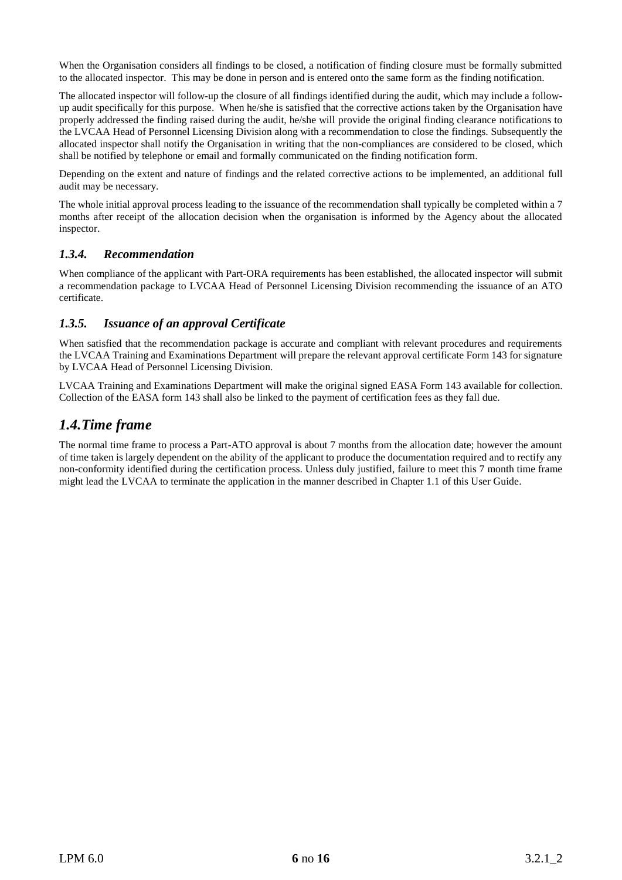When the Organisation considers all findings to be closed, a notification of finding closure must be formally submitted to the allocated inspector. This may be done in person and is entered onto the same form as the finding notification.

The allocated inspector will follow-up the closure of all findings identified during the audit, which may include a follow-up audit specifically for this purpose. When he/she is satisfied that the corrective actions taken by the Organisation have properly addressed the finding raised during the audit, he/she will provide the original finding clearance notifications to the LVCAA Head of Personnel Licensing Division along with a recommendation to close the findings. Subsequently the allocated inspector shall notify the Organisation in writing that the non-compliances are considered to be closed, which shall be notified by telephone or email and formally communicated on the finding notification form.

Depending on the extent and nature of findings and the related corrective actions to be implemented, an additional full audit may be necessary.

The whole initial approval process leading to the issuance of the recommendation shall typically be completed within a 7 months after receipt of the allocation decision when the organisation is informed by the Agency about the allocated inspector.

### *1.3.4. Recommendation*

When compliance of the applicant with Part-ORA requirements has been established, the allocated inspector will submit a recommendation package to LVCAA Head of Personnel Licensing Division recommending the issuance of an ATO certificate.

### *1.3.5. Issuance of an approval Certificate*

When satisfied that the recommendation package is accurate and compliant with relevant procedures and requirements the LVCAA Training and Examinations Department will prepare the relevant approval certificate Form 143 for signature by LVCAA Head of Personnel Licensing Division.

LVCAA Training and Examinations Department will make the original signed EASA Form 143 available for collection. Collection of the EASA form 143 shall also be linked to the payment of certification fees as they fall due.

## *1.4. Time frame*

The normal time frame to process a Part-ATO approval is about 7 months from the allocation date; however the amount of time taken is largely dependent on the ability of the applicant to produce the documentation required and to rectify any non-conformity identified during the certification process. Unless duly justified, failure to meet this 7 month time frame might lead the LVCAA to terminate the application in the manner described in Chapter 1.1 of this User Guide.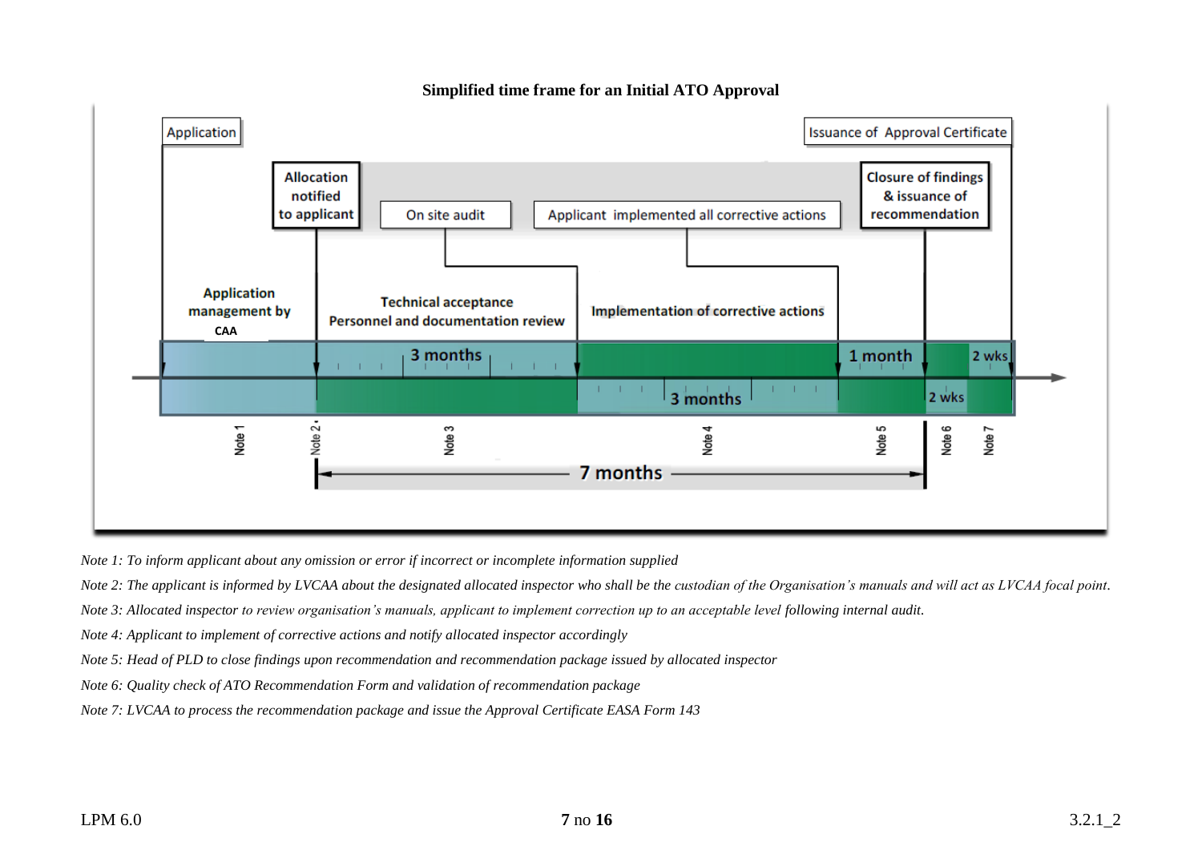**Simplified time frame for an Initial ATO Approval**

Application

Issuance of Approval Certificate

Allocation notified to applicant

On site audit

Applicant implemented all corrective actions

Closure of findings & issuance of recommendation

Application management by CAA

Technical acceptance
Personnel and documentation review

Implementation of corrective actions

3 months

1 month

2 wks

3 months

2 wks

Note 1 | Note 2 | Note 3 | Note 4 | Note 5 | Note 6 | Note 7

7 months

*Note 1: To inform applicant about any omission or error if incorrect or incomplete information supplied*

*Note 2: The applicant is informed by LVCAA about the designated allocated inspector who shall be the custodian of the Organisation's manuals and will act as LVCAA focal point.*

*Note 3: Allocated inspector to review organisation's manuals, applicant to implement correction up to an acceptable level following internal audit.*

*Note 4: Applicant to implement of corrective actions and notify allocated inspector accordingly*

*Note 5: Head of PLD to close findings upon recommendation and recommendation package issued by allocated inspector*

*Note 6: Quality check of ATO Recommendation Form and validation of recommendation package*

*Note 7: LVCAA to process the recommendation package and issue the Approval Certificate EASA Form 143*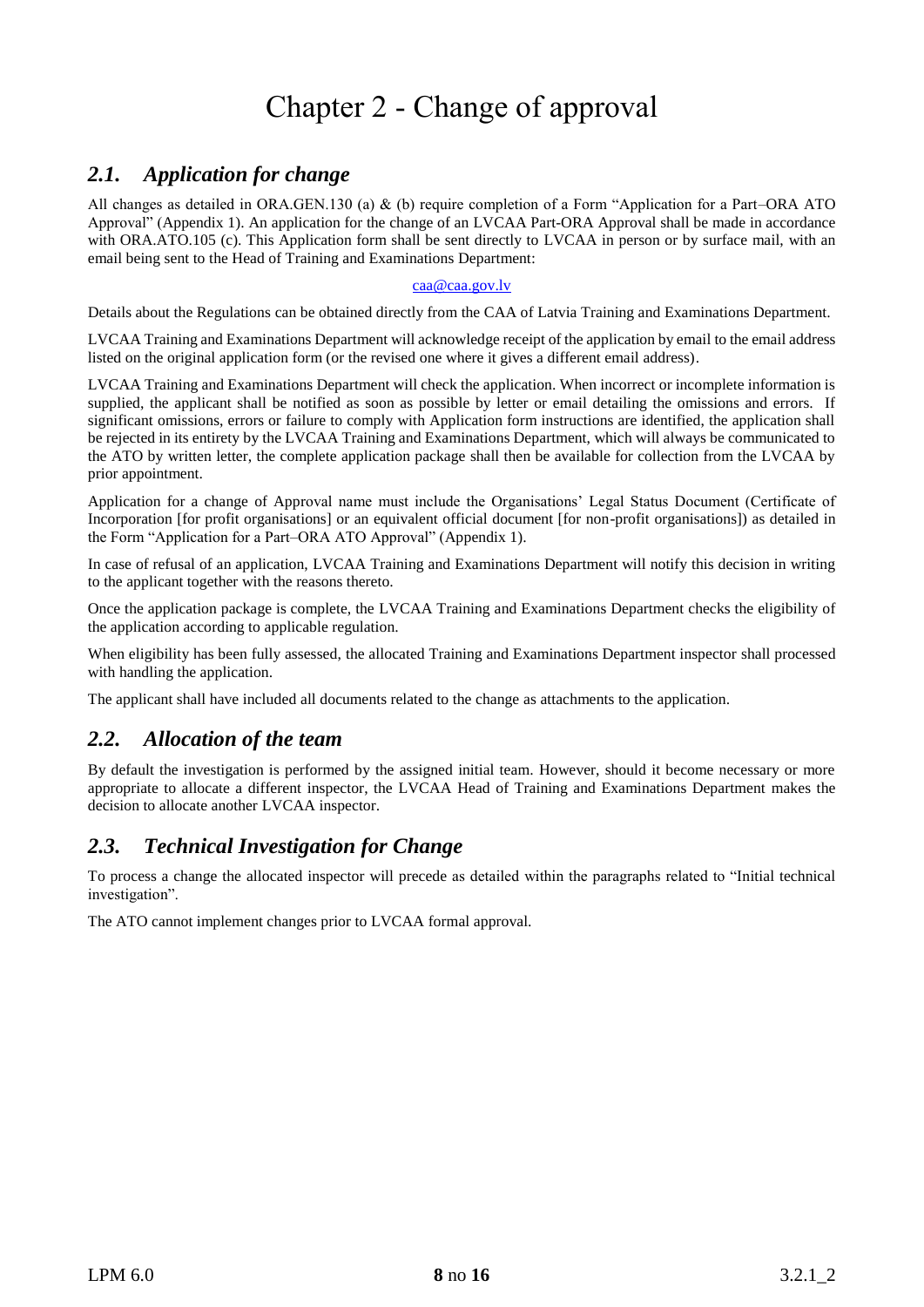# Chapter 2 - Change of approval

## *2.1. Application for change*

All changes as detailed in ORA.GEN.130 (a) & (b) require completion of a Form "Application for a Part–ORA ATO Approval" (Appendix 1). An application for the change of an LVCAA Part-ORA Approval shall be made in accordance with ORA.ATO.105 (c). This Application form shall be sent directly to LVCAA in person or by surface mail, with an email being sent to the Head of Training and Examinations Department:

caa@caa.gov.lv

Details about the Regulations can be obtained directly from the CAA of Latvia Training and Examinations Department.

LVCAA Training and Examinations Department will acknowledge receipt of the application by email to the email address listed on the original application form (or the revised one where it gives a different email address).

LVCAA Training and Examinations Department will check the application. When incorrect or incomplete information is supplied, the applicant shall be notified as soon as possible by letter or email detailing the omissions and errors. If significant omissions, errors or failure to comply with Application form instructions are identified, the application shall be rejected in its entirety by the LVCAA Training and Examinations Department, which will always be communicated to the ATO by written letter, the complete application package shall then be available for collection from the LVCAA by prior appointment.

Application for a change of Approval name must include the Organisations' Legal Status Document (Certificate of Incorporation [for profit organisations] or an equivalent official document [for non-profit organisations]) as detailed in the Form "Application for a Part–ORA ATO Approval" (Appendix 1).

In case of refusal of an application, LVCAA Training and Examinations Department will notify this decision in writing to the applicant together with the reasons thereto.

Once the application package is complete, the LVCAA Training and Examinations Department checks the eligibility of the application according to applicable regulation.

When eligibility has been fully assessed, the allocated Training and Examinations Department inspector shall processed with handling the application.

The applicant shall have included all documents related to the change as attachments to the application.

## *2.2. Allocation of the team*

By default the investigation is performed by the assigned initial team. However, should it become necessary or more appropriate to allocate a different inspector, the LVCAA Head of Training and Examinations Department makes the decision to allocate another LVCAA inspector.

## *2.3. Technical Investigation for Change*

To process a change the allocated inspector will precede as detailed within the paragraphs related to "Initial technical investigation".

The ATO cannot implement changes prior to LVCAA formal approval.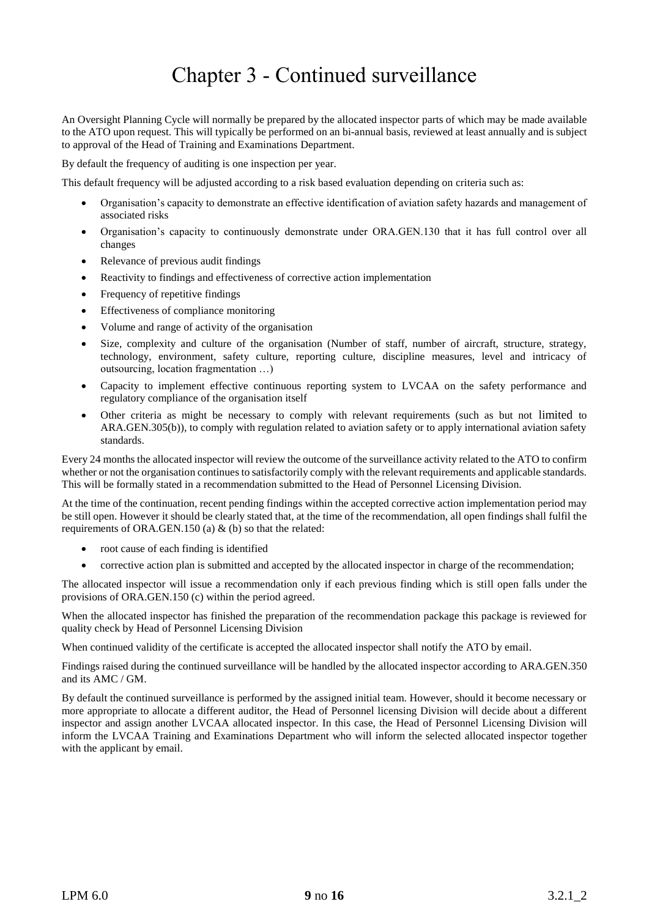# Chapter 3 - Continued surveillance

An Oversight Planning Cycle will normally be prepared by the allocated inspector parts of which may be made available to the ATO upon request. This will typically be performed on an bi-annual basis, reviewed at least annually and is subject to approval of the Head of Training and Examinations Department.

By default the frequency of auditing is one inspection per year.

This default frequency will be adjusted according to a risk based evaluation depending on criteria such as:

- Organisation's capacity to demonstrate an effective identification of aviation safety hazards and management of associated risks
- Organisation's capacity to continuously demonstrate under ORA.GEN.130 that it has full control over all changes
- Relevance of previous audit findings
- Reactivity to findings and effectiveness of corrective action implementation
- Frequency of repetitive findings
- Effectiveness of compliance monitoring
- Volume and range of activity of the organisation
- Size, complexity and culture of the organisation (Number of staff, number of aircraft, structure, strategy, technology, environment, safety culture, reporting culture, discipline measures, level and intricacy of outsourcing, location fragmentation …)
- Capacity to implement effective continuous reporting system to LVCAA on the safety performance and regulatory compliance of the organisation itself
- Other criteria as might be necessary to comply with relevant requirements (such as but not limited to ARA.GEN.305(b)), to comply with regulation related to aviation safety or to apply international aviation safety standards.

Every 24 months the allocated inspector will review the outcome of the surveillance activity related to the ATO to confirm whether or not the organisation continues to satisfactorily comply with the relevant requirements and applicable standards. This will be formally stated in a recommendation submitted to the Head of Personnel Licensing Division.

At the time of the continuation, recent pending findings within the accepted corrective action implementation period may be still open. However it should be clearly stated that, at the time of the recommendation, all open findings shall fulfil the requirements of ORA.GEN.150 (a) & (b) so that the related:

- root cause of each finding is identified
- corrective action plan is submitted and accepted by the allocated inspector in charge of the recommendation;

The allocated inspector will issue a recommendation only if each previous finding which is still open falls under the provisions of ORA.GEN.150 (c) within the period agreed.

When the allocated inspector has finished the preparation of the recommendation package this package is reviewed for quality check by Head of Personnel Licensing Division

When continued validity of the certificate is accepted the allocated inspector shall notify the ATO by email.

Findings raised during the continued surveillance will be handled by the allocated inspector according to ARA.GEN.350 and its AMC / GM.

By default the continued surveillance is performed by the assigned initial team. However, should it become necessary or more appropriate to allocate a different auditor, the Head of Personnel licensing Division will decide about a different inspector and assign another LVCAA allocated inspector. In this case, the Head of Personnel Licensing Division will inform the LVCAA Training and Examinations Department who will inform the selected allocated inspector together with the applicant by email.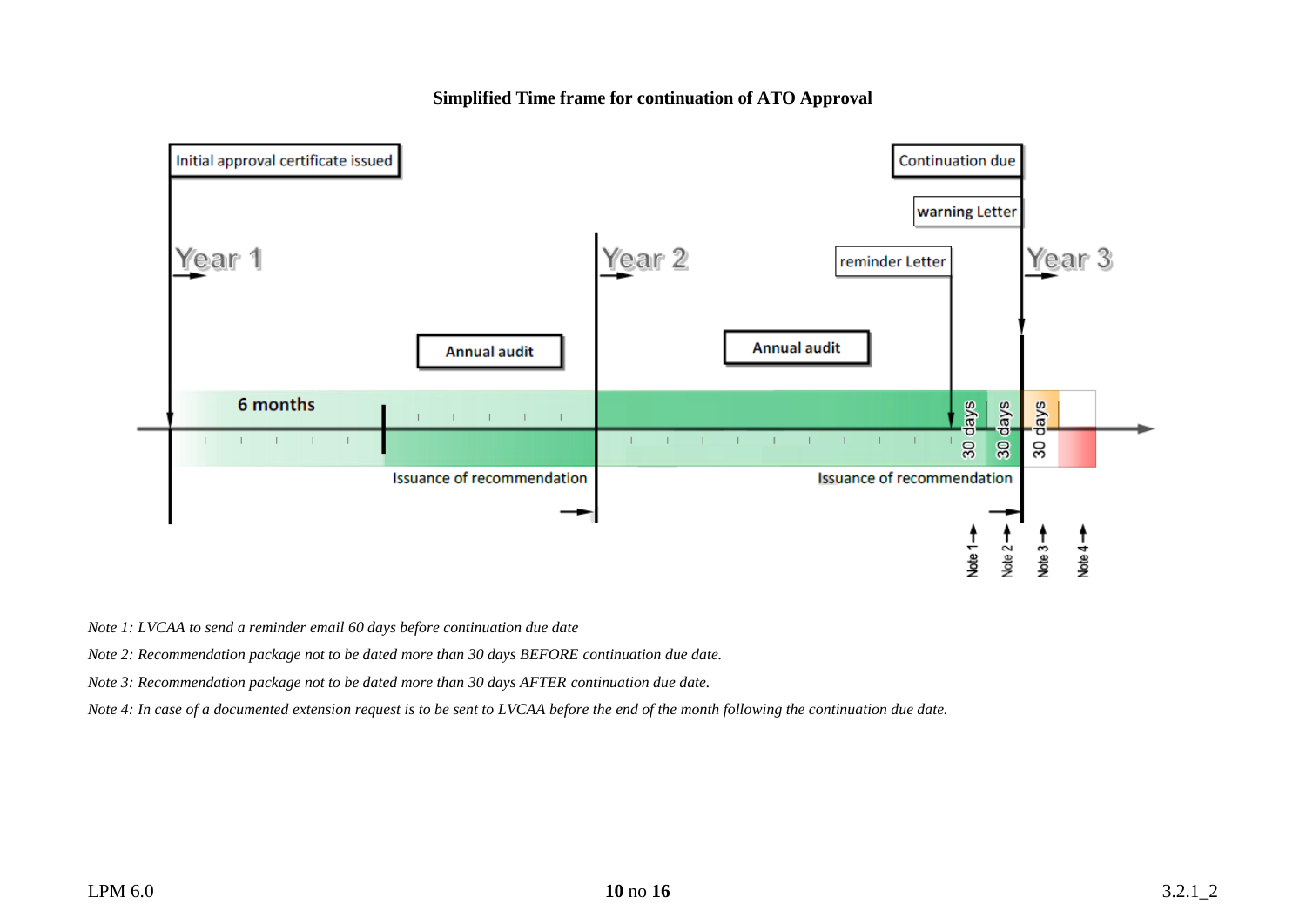**Simplified Time frame for continuation of ATO Approval**

Initial approval certificate issued

Year 1

6 months

Annual audit

Issuance of recommendation

Year 2

Annual audit

reminder Letter

Issuance of recommendation

Continuation due

warning Letter

Year 3

30 days

30 days

30 days

Note 1

Note 2

Note 3

Note 4

*Note 1: LVCAA to send a reminder email 60 days before continuation due date*

*Note 2: Recommendation package not to be dated more than 30 days BEFORE continuation due date.*

*Note 3: Recommendation package not to be dated more than 30 days AFTER continuation due date.*

*Note 4: In case of a documented extension request is to be sent to LVCAA before the end of the month following the continuation due date.*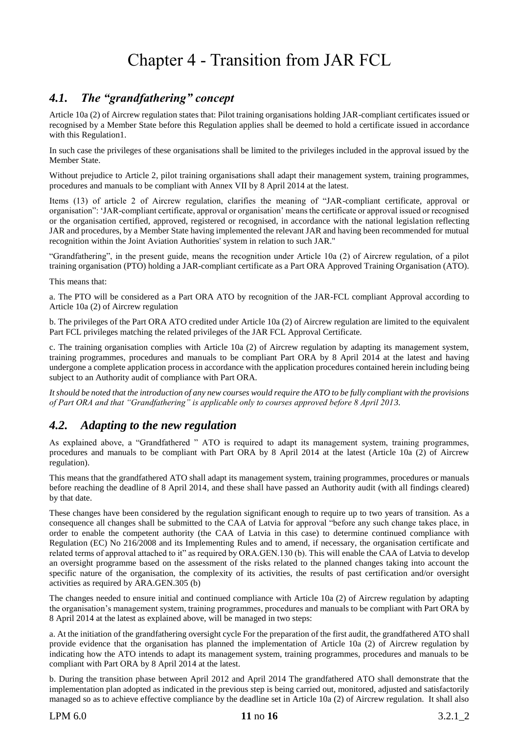# Chapter 4 - Transition from JAR FCL

## *4.1. The "grandfathering" concept*

Article 10a (2) of Aircrew regulation states that: Pilot training organisations holding JAR-compliant certificates issued or recognised by a Member State before this Regulation applies shall be deemed to hold a certificate issued in accordance with this Regulation1.

In such case the privileges of these organisations shall be limited to the privileges included in the approval issued by the Member State.

Without prejudice to Article 2, pilot training organisations shall adapt their management system, training programmes, procedures and manuals to be compliant with Annex VII by 8 April 2014 at the latest.

Items (13) of article 2 of Aircrew regulation, clarifies the meaning of "JAR-compliant certificate, approval or organisation": 'JAR-compliant certificate, approval or organisation' means the certificate or approval issued or recognised or the organisation certified, approved, registered or recognised, in accordance with the national legislation reflecting JAR and procedures, by a Member State having implemented the relevant JAR and having been recommended for mutual recognition within the Joint Aviation Authorities' system in relation to such JAR."

"Grandfathering", in the present guide, means the recognition under Article 10a (2) of Aircrew regulation, of a pilot training organisation (PTO) holding a JAR-compliant certificate as a Part ORA Approved Training Organisation (ATO).

This means that:

a. The PTO will be considered as a Part ORA ATO by recognition of the JAR-FCL compliant Approval according to Article 10a (2) of Aircrew regulation

b. The privileges of the Part ORA ATO credited under Article 10a (2) of Aircrew regulation are limited to the equivalent Part FCL privileges matching the related privileges of the JAR FCL Approval Certificate.

c. The training organisation complies with Article 10a (2) of Aircrew regulation by adapting its management system, training programmes, procedures and manuals to be compliant Part ORA by 8 April 2014 at the latest and having undergone a complete application process in accordance with the application procedures contained herein including being subject to an Authority audit of compliance with Part ORA.

*It should be noted that the introduction of any new courses would require the ATO to be fully compliant with the provisions of Part ORA and that "Grandfathering" is applicable only to courses approved before 8 April 2013.*

## *4.2. Adapting to the new regulation*

As explained above, a "Grandfathered " ATO is required to adapt its management system, training programmes, procedures and manuals to be compliant with Part ORA by 8 April 2014 at the latest (Article 10a (2) of Aircrew regulation).

This means that the grandfathered ATO shall adapt its management system, training programmes, procedures or manuals before reaching the deadline of 8 April 2014, and these shall have passed an Authority audit (with all findings cleared) by that date.

These changes have been considered by the regulation significant enough to require up to two years of transition. As a consequence all changes shall be submitted to the CAA of Latvia for approval "before any such change takes place, in order to enable the competent authority (the CAA of Latvia in this case) to determine continued compliance with Regulation (EC) No 216/2008 and its Implementing Rules and to amend, if necessary, the organisation certificate and related terms of approval attached to it" as required by ORA.GEN.130 (b). This will enable the CAA of Latvia to develop an oversight programme based on the assessment of the risks related to the planned changes taking into account the specific nature of the organisation, the complexity of its activities, the results of past certification and/or oversight activities as required by ARA.GEN.305 (b)

The changes needed to ensure initial and continued compliance with Article 10a (2) of Aircrew regulation by adapting the organisation's management system, training programmes, procedures and manuals to be compliant with Part ORA by 8 April 2014 at the latest as explained above, will be managed in two steps:

a. At the initiation of the grandfathering oversight cycle For the preparation of the first audit, the grandfathered ATO shall provide evidence that the organisation has planned the implementation of Article 10a (2) of Aircrew regulation by indicating how the ATO intends to adapt its management system, training programmes, procedures and manuals to be compliant with Part ORA by 8 April 2014 at the latest.

b. During the transition phase between April 2012 and April 2014 The grandfathered ATO shall demonstrate that the implementation plan adopted as indicated in the previous step is being carried out, monitored, adjusted and satisfactorily managed so as to achieve effective compliance by the deadline set in Article 10a (2) of Aircrew regulation. It shall also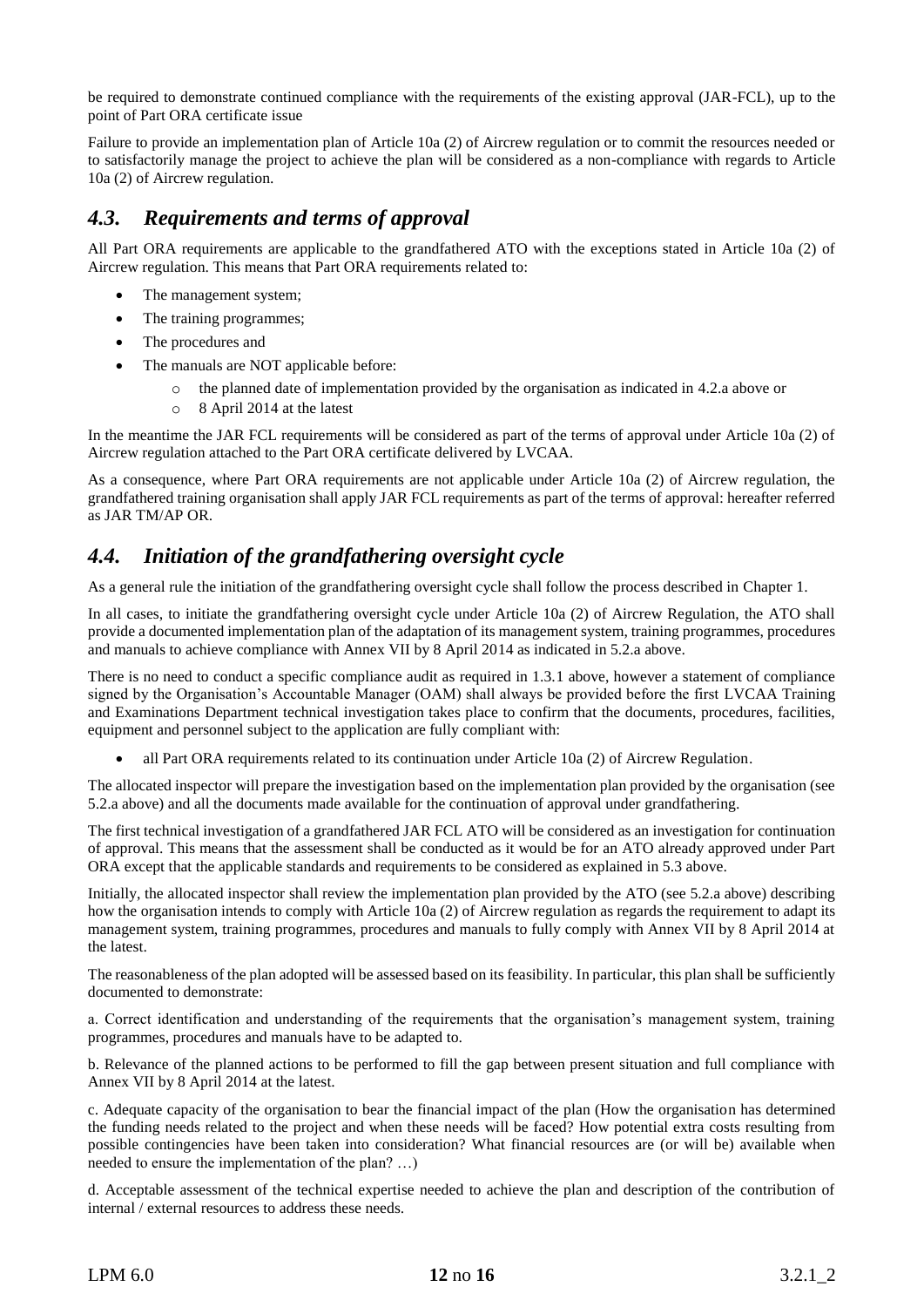be required to demonstrate continued compliance with the requirements of the existing approval (JAR-FCL), up to the point of Part ORA certificate issue

Failure to provide an implementation plan of Article 10a (2) of Aircrew regulation or to commit the resources needed or to satisfactorily manage the project to achieve the plan will be considered as a non-compliance with regards to Article 10a (2) of Aircrew regulation.

## *4.3. Requirements and terms of approval*

All Part ORA requirements are applicable to the grandfathered ATO with the exceptions stated in Article 10a (2) of Aircrew regulation. This means that Part ORA requirements related to:

- The management system;
- The training programmes;
- The procedures and
- The manuals are NOT applicable before:
  - the planned date of implementation provided by the organisation as indicated in 4.2.a above or
  - 8 April 2014 at the latest

In the meantime the JAR FCL requirements will be considered as part of the terms of approval under Article 10a (2) of Aircrew regulation attached to the Part ORA certificate delivered by LVCAA.

As a consequence, where Part ORA requirements are not applicable under Article 10a (2) of Aircrew regulation, the grandfathered training organisation shall apply JAR FCL requirements as part of the terms of approval: hereafter referred as JAR TM/AP OR.

## *4.4. Initiation of the grandfathering oversight cycle*

As a general rule the initiation of the grandfathering oversight cycle shall follow the process described in Chapter 1.

In all cases, to initiate the grandfathering oversight cycle under Article 10a (2) of Aircrew Regulation, the ATO shall provide a documented implementation plan of the adaptation of its management system, training programmes, procedures and manuals to achieve compliance with Annex VII by 8 April 2014 as indicated in 5.2.a above.

There is no need to conduct a specific compliance audit as required in 1.3.1 above, however a statement of compliance signed by the Organisation's Accountable Manager (OAM) shall always be provided before the first LVCAA Training and Examinations Department technical investigation takes place to confirm that the documents, procedures, facilities, equipment and personnel subject to the application are fully compliant with:

- all Part ORA requirements related to its continuation under Article 10a (2) of Aircrew Regulation.

The allocated inspector will prepare the investigation based on the implementation plan provided by the organisation (see 5.2.a above) and all the documents made available for the continuation of approval under grandfathering.

The first technical investigation of a grandfathered JAR FCL ATO will be considered as an investigation for continuation of approval. This means that the assessment shall be conducted as it would be for an ATO already approved under Part ORA except that the applicable standards and requirements to be considered as explained in 5.3 above.

Initially, the allocated inspector shall review the implementation plan provided by the ATO (see 5.2.a above) describing how the organisation intends to comply with Article 10a (2) of Aircrew regulation as regards the requirement to adapt its management system, training programmes, procedures and manuals to fully comply with Annex VII by 8 April 2014 at the latest.

The reasonableness of the plan adopted will be assessed based on its feasibility. In particular, this plan shall be sufficiently documented to demonstrate:

a. Correct identification and understanding of the requirements that the organisation's management system, training programmes, procedures and manuals have to be adapted to.

b. Relevance of the planned actions to be performed to fill the gap between present situation and full compliance with Annex VII by 8 April 2014 at the latest.

c. Adequate capacity of the organisation to bear the financial impact of the plan (How the organisation has determined the funding needs related to the project and when these needs will be faced? How potential extra costs resulting from possible contingencies have been taken into consideration? What financial resources are (or will be) available when needed to ensure the implementation of the plan? …)

d. Acceptable assessment of the technical expertise needed to achieve the plan and description of the contribution of internal / external resources to address these needs.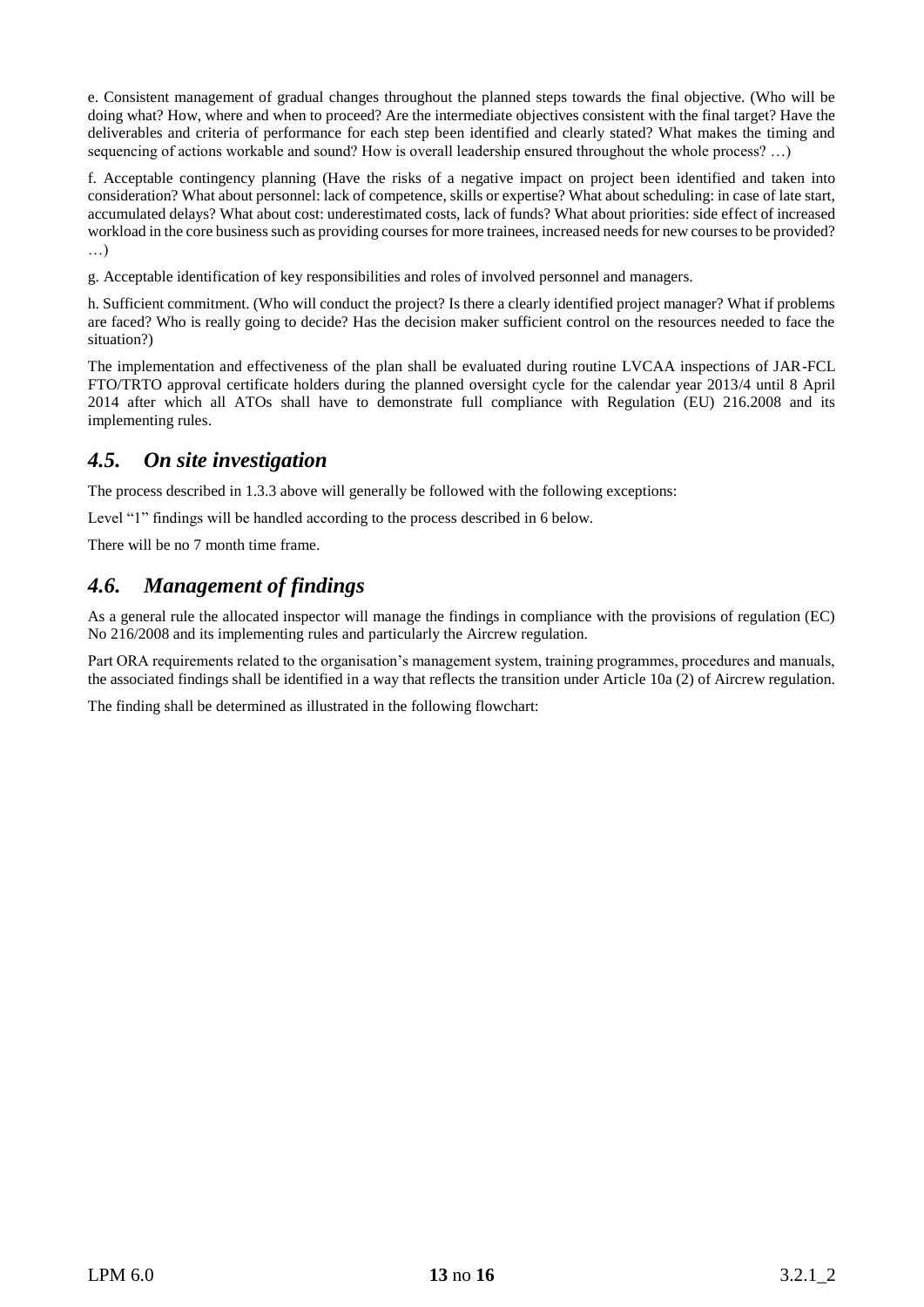e. Consistent management of gradual changes throughout the planned steps towards the final objective. (Who will be doing what? How, where and when to proceed? Are the intermediate objectives consistent with the final target? Have the deliverables and criteria of performance for each step been identified and clearly stated? What makes the timing and sequencing of actions workable and sound? How is overall leadership ensured throughout the whole process? …)

f. Acceptable contingency planning (Have the risks of a negative impact on project been identified and taken into consideration? What about personnel: lack of competence, skills or expertise? What about scheduling: in case of late start, accumulated delays? What about cost: underestimated costs, lack of funds? What about priorities: side effect of increased workload in the core business such as providing courses for more trainees, increased needs for new courses to be provided? …)

g. Acceptable identification of key responsibilities and roles of involved personnel and managers.

h. Sufficient commitment. (Who will conduct the project? Is there a clearly identified project manager? What if problems are faced? Who is really going to decide? Has the decision maker sufficient control on the resources needed to face the situation?)

The implementation and effectiveness of the plan shall be evaluated during routine LVCAA inspections of JAR-FCL FTO/TRTO approval certificate holders during the planned oversight cycle for the calendar year 2013/4 until 8 April 2014 after which all ATOs shall have to demonstrate full compliance with Regulation (EU) 216.2008 and its implementing rules.

## *4.5. On site investigation*

The process described in 1.3.3 above will generally be followed with the following exceptions:

Level "1" findings will be handled according to the process described in 6 below.

There will be no 7 month time frame.

## *4.6. Management of findings*

As a general rule the allocated inspector will manage the findings in compliance with the provisions of regulation (EC) No 216/2008 and its implementing rules and particularly the Aircrew regulation.

Part ORA requirements related to the organisation's management system, training programmes, procedures and manuals, the associated findings shall be identified in a way that reflects the transition under Article 10a (2) of Aircrew regulation.

The finding shall be determined as illustrated in the following flowchart: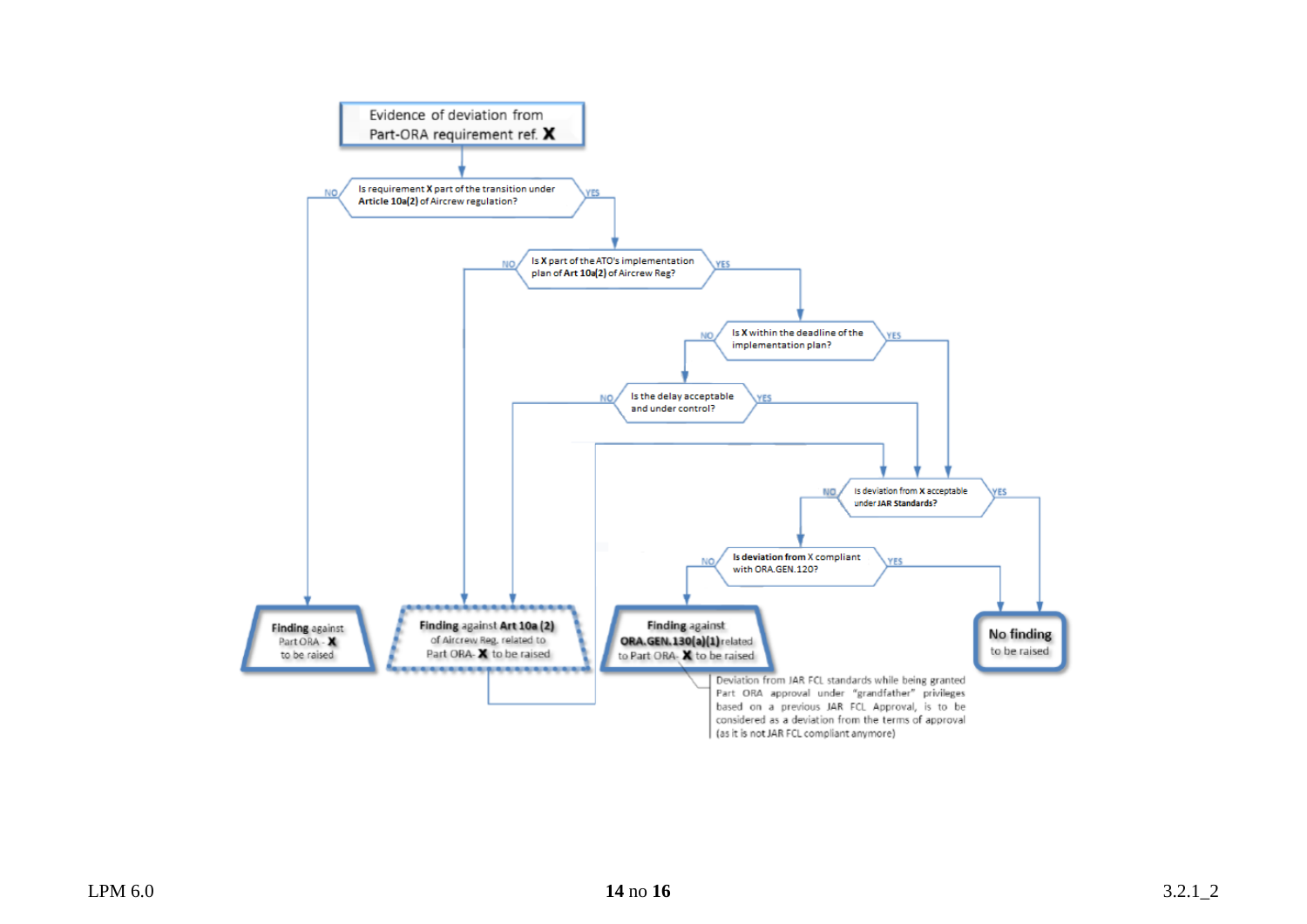Evidence of deviation from Part-ORA requirement ref. **X**

Is requirement **X** part of the transition under **Article 10a(2)** of Aircrew regulation?

- NO → **Finding** against Part ORA - **X** to be raised
- YES → Is **X** part of the ATO's implementation plan of **Art 10a(2)** of Aircrew Reg?
  - NO → **Finding** against **Art 10a (2)** of Aircrew Reg. related to Part ORA- **X** to be raised
  - YES → Is **X** within the deadline of the implementation plan?
    - NO → Is the delay acceptable and under control?
      - NO → **Finding** against **Art 10a (2)** of Aircrew Reg. related to Part ORA- **X** to be raised
      - YES → Is deviation from **X** acceptable under **JAR Standards?**
    - YES → Is deviation from **X** acceptable under **JAR Standards?**

Is deviation from **X** acceptable under **JAR Standards?**

- NO → **Is deviation from** X compliant with ORA.GEN.120?
  - NO → **Finding** against **ORA.GEN.130(a)(1)** related to Part ORA- **X** to be raised
  - YES → **No finding** to be raised
- YES → **No finding** to be raised

(After a finding against **Art 10a (2)** of Aircrew Reg. related to Part ORA- **X** is raised, the flow continues to: Is deviation from **X** acceptable under **JAR Standards?**)

Deviation from JAR FCL standards while being granted Part ORA approval under "grandfather" privileges based on a previous JAR FCL Approval, is to be considered as a deviation from the terms of approval (as it is not JAR FCL compliant anymore)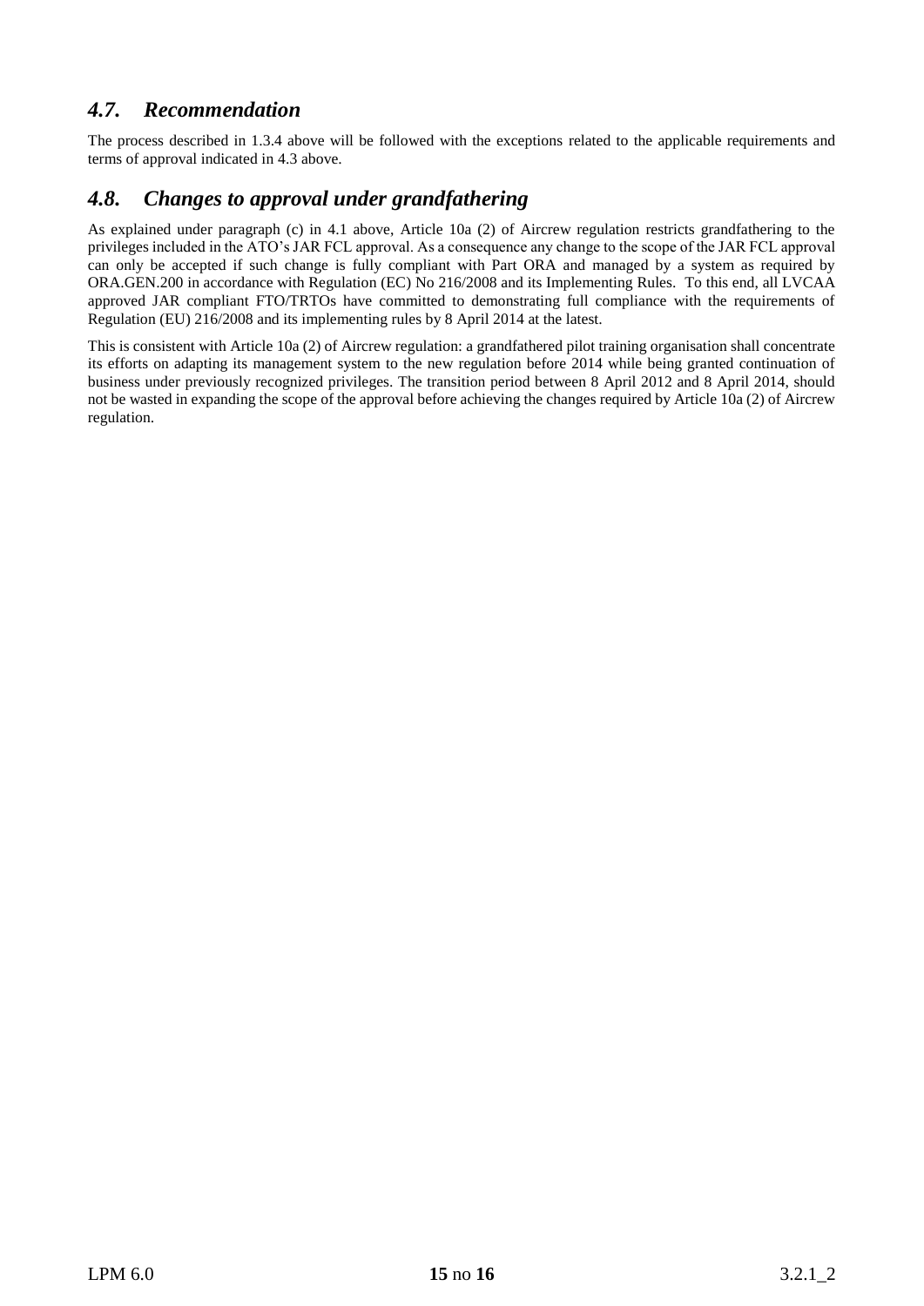## *4.7. Recommendation*

The process described in 1.3.4 above will be followed with the exceptions related to the applicable requirements and terms of approval indicated in 4.3 above.

## *4.8. Changes to approval under grandfathering*

As explained under paragraph (c) in 4.1 above, Article 10a (2) of Aircrew regulation restricts grandfathering to the privileges included in the ATO's JAR FCL approval. As a consequence any change to the scope of the JAR FCL approval can only be accepted if such change is fully compliant with Part ORA and managed by a system as required by ORA.GEN.200 in accordance with Regulation (EC) No 216/2008 and its Implementing Rules. To this end, all LVCAA approved JAR compliant FTO/TRTOs have committed to demonstrating full compliance with the requirements of Regulation (EU) 216/2008 and its implementing rules by 8 April 2014 at the latest.

This is consistent with Article 10a (2) of Aircrew regulation: a grandfathered pilot training organisation shall concentrate its efforts on adapting its management system to the new regulation before 2014 while being granted continuation of business under previously recognized privileges. The transition period between 8 April 2012 and 8 April 2014, should not be wasted in expanding the scope of the approval before achieving the changes required by Article 10a (2) of Aircrew regulation.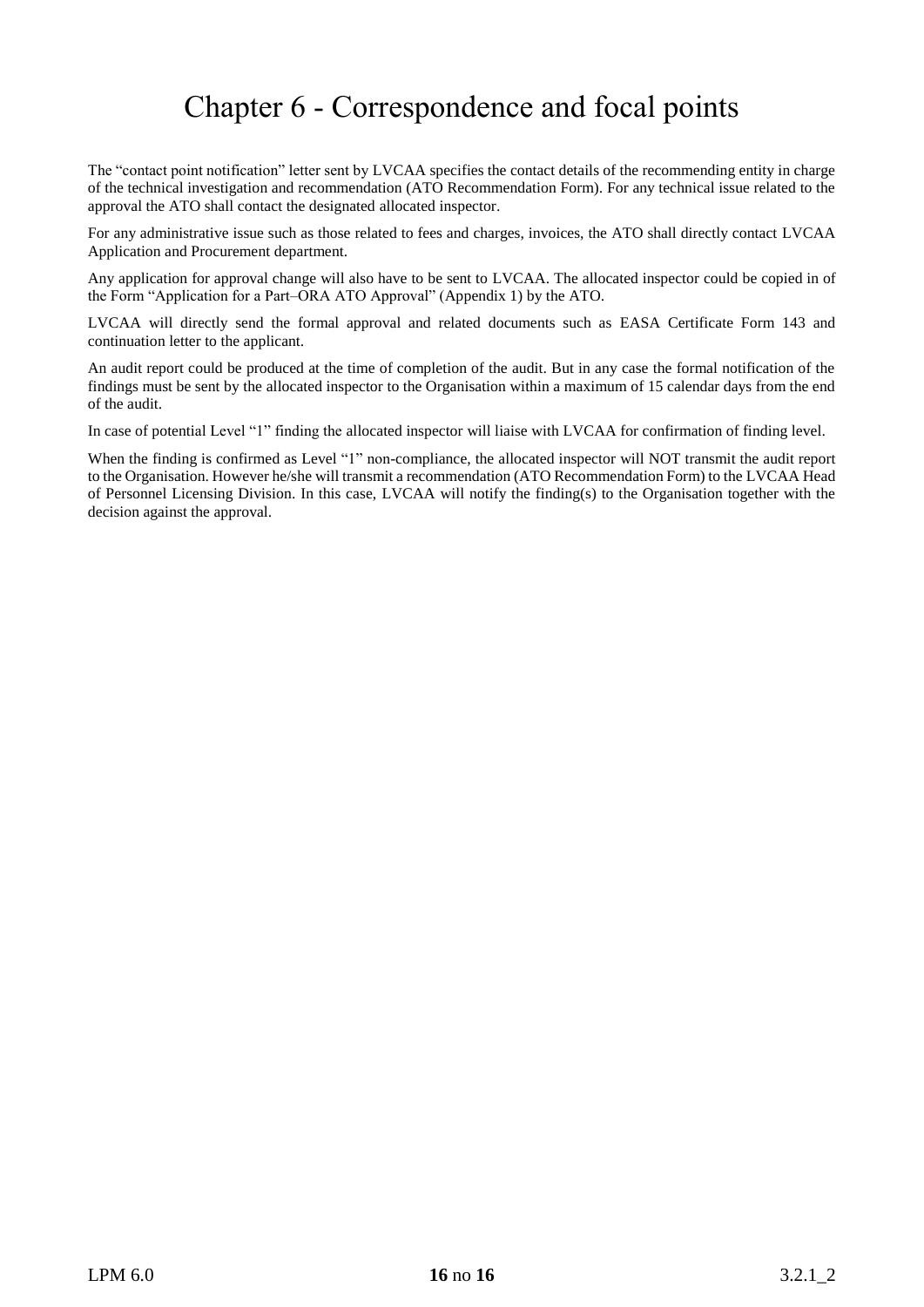# Chapter 6 - Correspondence and focal points

The "contact point notification" letter sent by LVCAA specifies the contact details of the recommending entity in charge of the technical investigation and recommendation (ATO Recommendation Form). For any technical issue related to the approval the ATO shall contact the designated allocated inspector.

For any administrative issue such as those related to fees and charges, invoices, the ATO shall directly contact LVCAA Application and Procurement department.

Any application for approval change will also have to be sent to LVCAA. The allocated inspector could be copied in of the Form "Application for a Part–ORA ATO Approval" (Appendix 1) by the ATO.

LVCAA will directly send the formal approval and related documents such as EASA Certificate Form 143 and continuation letter to the applicant.

An audit report could be produced at the time of completion of the audit. But in any case the formal notification of the findings must be sent by the allocated inspector to the Organisation within a maximum of 15 calendar days from the end of the audit.

In case of potential Level "1" finding the allocated inspector will liaise with LVCAA for confirmation of finding level.

When the finding is confirmed as Level "1" non-compliance, the allocated inspector will NOT transmit the audit report to the Organisation. However he/she will transmit a recommendation (ATO Recommendation Form) to the LVCAA Head of Personnel Licensing Division. In this case, LVCAA will notify the finding(s) to the Organisation together with the decision against the approval.